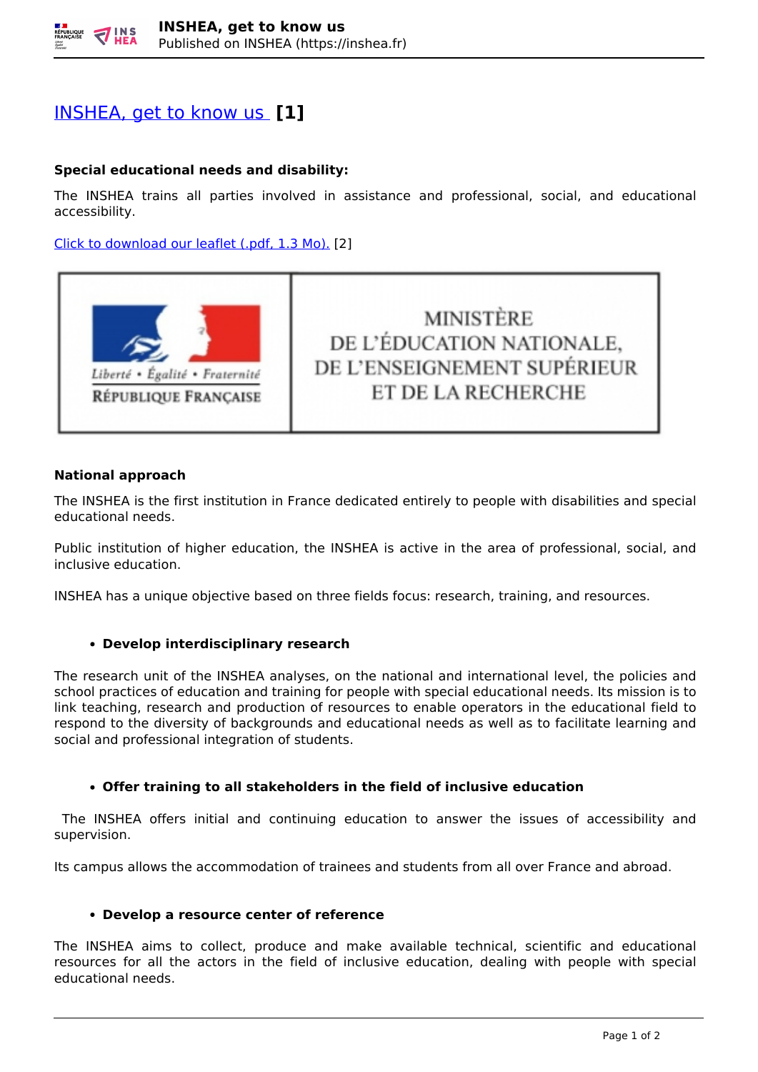# INSHEA, get to know us [1]

**Special educational needs and disability:**

The INSHEA trains all parties involved in assistance and professional, social, and educational accessibility.

Click to download our leaflet (.pdf, 1.3 Mo). [2]

**National approach**

The INSHEA is the first institution in France dedicated entirely to people with disabilities and special educational needs.

Public institution of higher education, the INSHEA is active in the area of professional, social, and inclusive education.

INSHEA has a unique objective based on three fields focus: research, training, and resources.

- **Develop interdisciplinary research**

The research unit of the INSHEA analyses, on the national and international level, the policies and school practices of education and training for people with special educational needs. Its mission is to link teaching, research and production of resources to enable operators in the educational field to respond to the diversity of backgrounds and educational needs as well as to facilitate learning and social and professional integration of students.

- **Offer training to all stakeholders in the field of inclusive education**

The INSHEA offers initial and continuing education to answer the issues of accessibility and supervision.

Its campus allows the accommodation of trainees and students from all over France and abroad.

- **Develop a resource center of reference**

The INSHEA aims to collect, produce and make available technical, scientific and educational resources for all the actors in the field of inclusive education, dealing with people with special educational needs.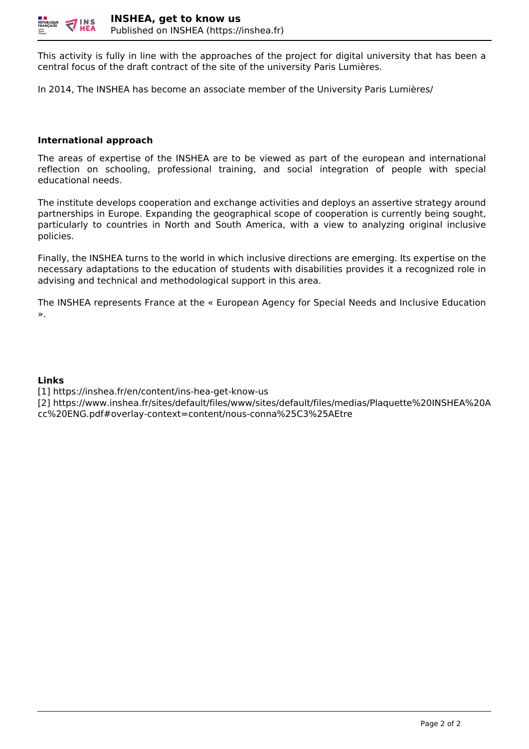This activity is fully in line with the approaches of the project for digital university that has been a central focus of the draft contract of the site of the university Paris Lumières.

In 2014, The INSHEA has become an associate member of the University Paris Lumières/

**International approach**

The areas of expertise of the INSHEA are to be viewed as part of the european and international reflection on schooling, professional training, and social integration of people with special educational needs.

The institute develops cooperation and exchange activities and deploys an assertive strategy around partnerships in Europe. Expanding the geographical scope of cooperation is currently being sought, particularly to countries in North and South America, with a view to analyzing original inclusive policies.

Finally, the INSHEA turns to the world in which inclusive directions are emerging. Its expertise on the necessary adaptations to the education of students with disabilities provides it a recognized role in advising and technical and methodological support in this area.

The INSHEA represents France at the « European Agency for Special Needs and Inclusive Education ».

**Links**
[1] https://inshea.fr/en/content/ins-hea-get-know-us
[2] https://www.inshea.fr/sites/default/files/www/sites/default/files/medias/Plaquette%20INSHEA%20Acc%20ENG.pdf#overlay-context=content/nous-conna%25C3%25AEtre